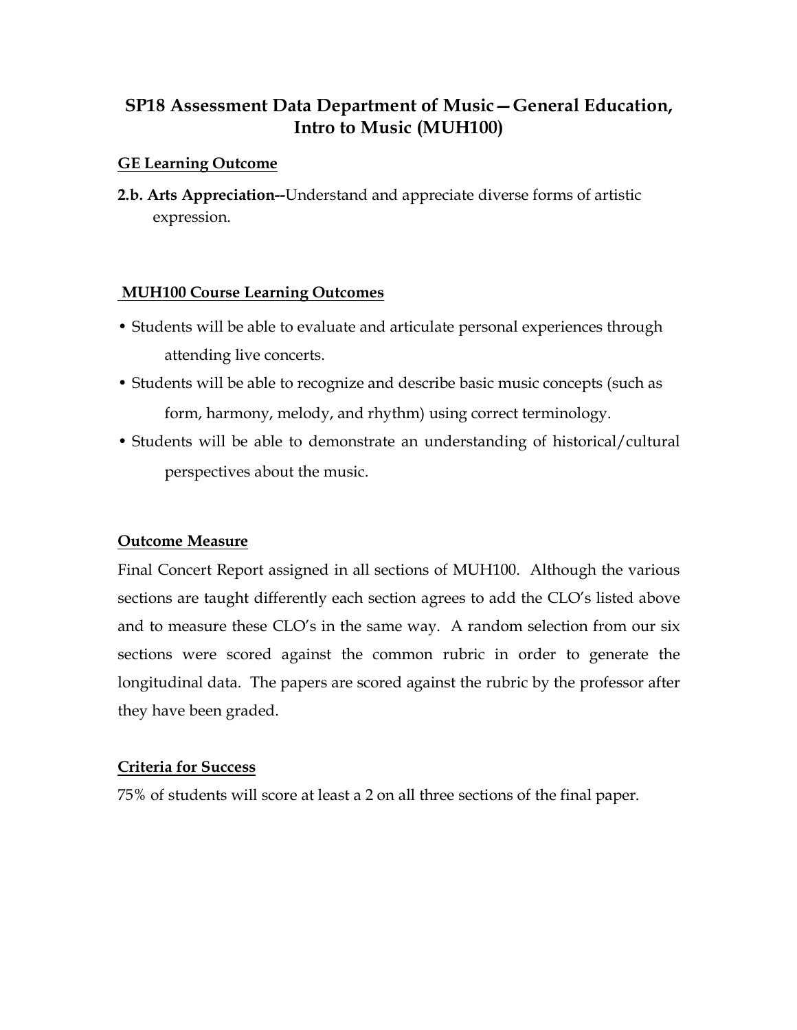# SP18 Assessment Data Department of Music—General Education, Intro to Music (MUH100)

## GE Learning Outcome

**2.b. Arts Appreciation--**Understand and appreciate diverse forms of artistic expression.

## MUH100 Course Learning Outcomes

- Students will be able to evaluate and articulate personal experiences through attending live concerts.
- Students will be able to recognize and describe basic music concepts (such as form, harmony, melody, and rhythm) using correct terminology.
- Students will be able to demonstrate an understanding of historical/cultural perspectives about the music.

## Outcome Measure

Final Concert Report assigned in all sections of MUH100. Although the various sections are taught differently each section agrees to add the CLO's listed above and to measure these CLO's in the same way. A random selection from our six sections were scored against the common rubric in order to generate the longitudinal data. The papers are scored against the rubric by the professor after they have been graded.

## Criteria for Success

75% of students will score at least a 2 on all three sections of the final paper.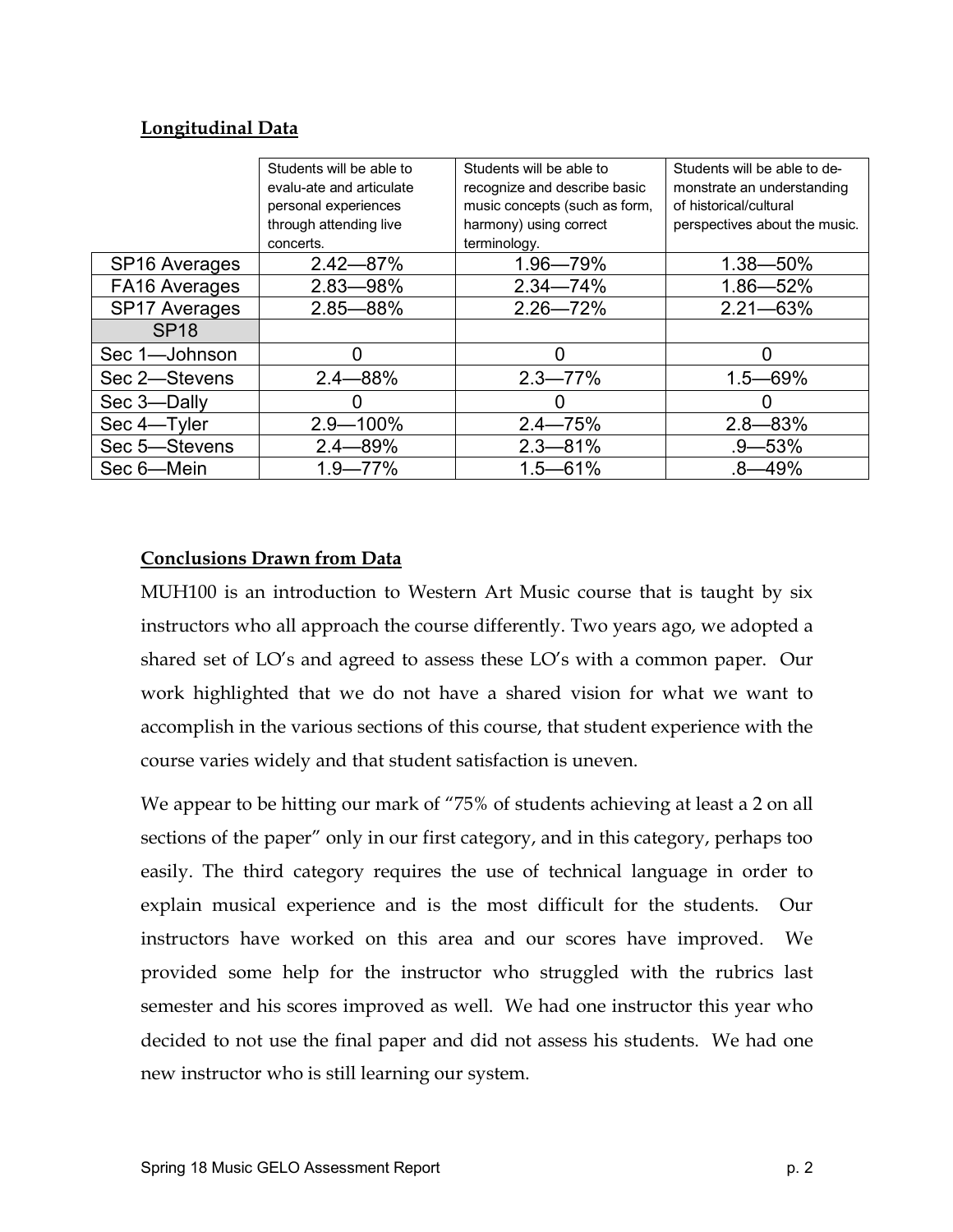## Longitudinal Data

| | Students will be able to evalu-ate and articulate personal experiences through attending live concerts. | Students will be able to recognize and describe basic music concepts (such as form, harmony) using correct terminology. | Students will be able to de-monstrate an understanding of historical/cultural perspectives about the music. |
|---|---|---|---|
| SP16 Averages | 2.42—87% | 1.96—79% | 1.38—50% |
| FA16 Averages | 2.83—98% | 2.34—74% | 1.86—52% |
| SP17 Averages | 2.85—88% | 2.26—72% | 2.21—63% |
| SP18 | | | |
| Sec 1—Johnson | 0 | 0 | 0 |
| Sec 2—Stevens | 2.4—88% | 2.3—77% | 1.5—69% |
| Sec 3—Dally | 0 | 0 | 0 |
| Sec 4—Tyler | 2.9—100% | 2.4—75% | 2.8—83% |
| Sec 5—Stevens | 2.4—89% | 2.3—81% | .9—53% |
| Sec 6—Mein | 1.9—77% | 1.5—61% | .8—49% |

## Conclusions Drawn from Data

MUH100 is an introduction to Western Art Music course that is taught by six instructors who all approach the course differently. Two years ago, we adopted a shared set of LO's and agreed to assess these LO's with a common paper. Our work highlighted that we do not have a shared vision for what we want to accomplish in the various sections of this course, that student experience with the course varies widely and that student satisfaction is uneven.

We appear to be hitting our mark of "75% of students achieving at least a 2 on all sections of the paper" only in our first category, and in this category, perhaps too easily. The third category requires the use of technical language in order to explain musical experience and is the most difficult for the students. Our instructors have worked on this area and our scores have improved. We provided some help for the instructor who struggled with the rubrics last semester and his scores improved as well. We had one instructor this year who decided to not use the final paper and did not assess his students. We had one new instructor who is still learning our system.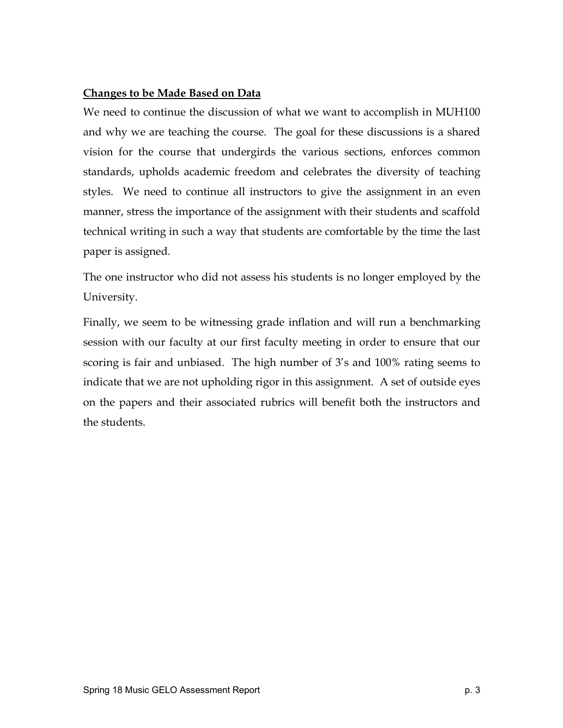**<u>Changes to be Made Based on Data</u>**

We need to continue the discussion of what we want to accomplish in MUH100 and why we are teaching the course. The goal for these discussions is a shared vision for the course that undergirds the various sections, enforces common standards, upholds academic freedom and celebrates the diversity of teaching styles. We need to continue all instructors to give the assignment in an even manner, stress the importance of the assignment with their students and scaffold technical writing in such a way that students are comfortable by the time the last paper is assigned.

The one instructor who did not assess his students is no longer employed by the University.

Finally, we seem to be witnessing grade inflation and will run a benchmarking session with our faculty at our first faculty meeting in order to ensure that our scoring is fair and unbiased. The high number of 3's and 100% rating seems to indicate that we are not upholding rigor in this assignment. A set of outside eyes on the papers and their associated rubrics will benefit both the instructors and the students.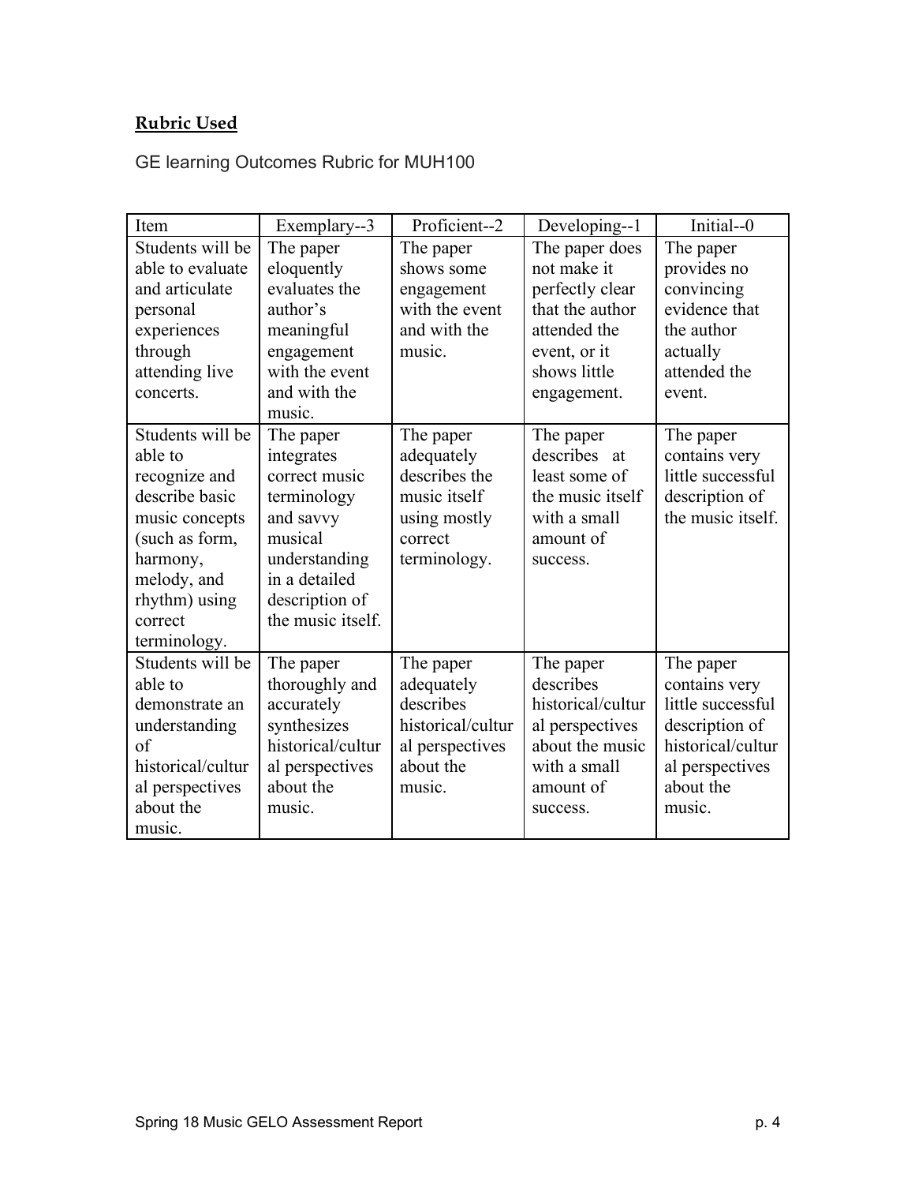**Rubric Used**

GE learning Outcomes Rubric for MUH100

| Item | Exemplary--3 | Proficient--2 | Developing--1 | Initial--0 |
|---|---|---|---|---|
| Students will be able to evaluate and articulate personal experiences through attending live concerts. | The paper eloquently evaluates the author's meaningful engagement with the event and with the music. | The paper shows some engagement with the event and with the music. | The paper does not make it perfectly clear that the author attended the event, or it shows little engagement. | The paper provides no convincing evidence that the author actually attended the event. |
| Students will be able to recognize and describe basic music concepts (such as form, harmony, melody, and rhythm) using correct terminology. | The paper integrates correct music terminology and savvy musical understanding in a detailed description of the music itself. | The paper adequately describes the music itself using mostly correct terminology. | The paper describes at least some of the music itself with a small amount of success. | The paper contains very little successful description of the music itself. |
| Students will be able to demonstrate an understanding of historical/cultural perspectives about the music. | The paper thoroughly and accurately synthesizes historical/cultural perspectives about the music. | The paper adequately describes historical/cultural perspectives about the music. | The paper describes historical/cultural perspectives about the music with a small amount of success. | The paper contains very little successful description of historical/cultural perspectives about the music. |